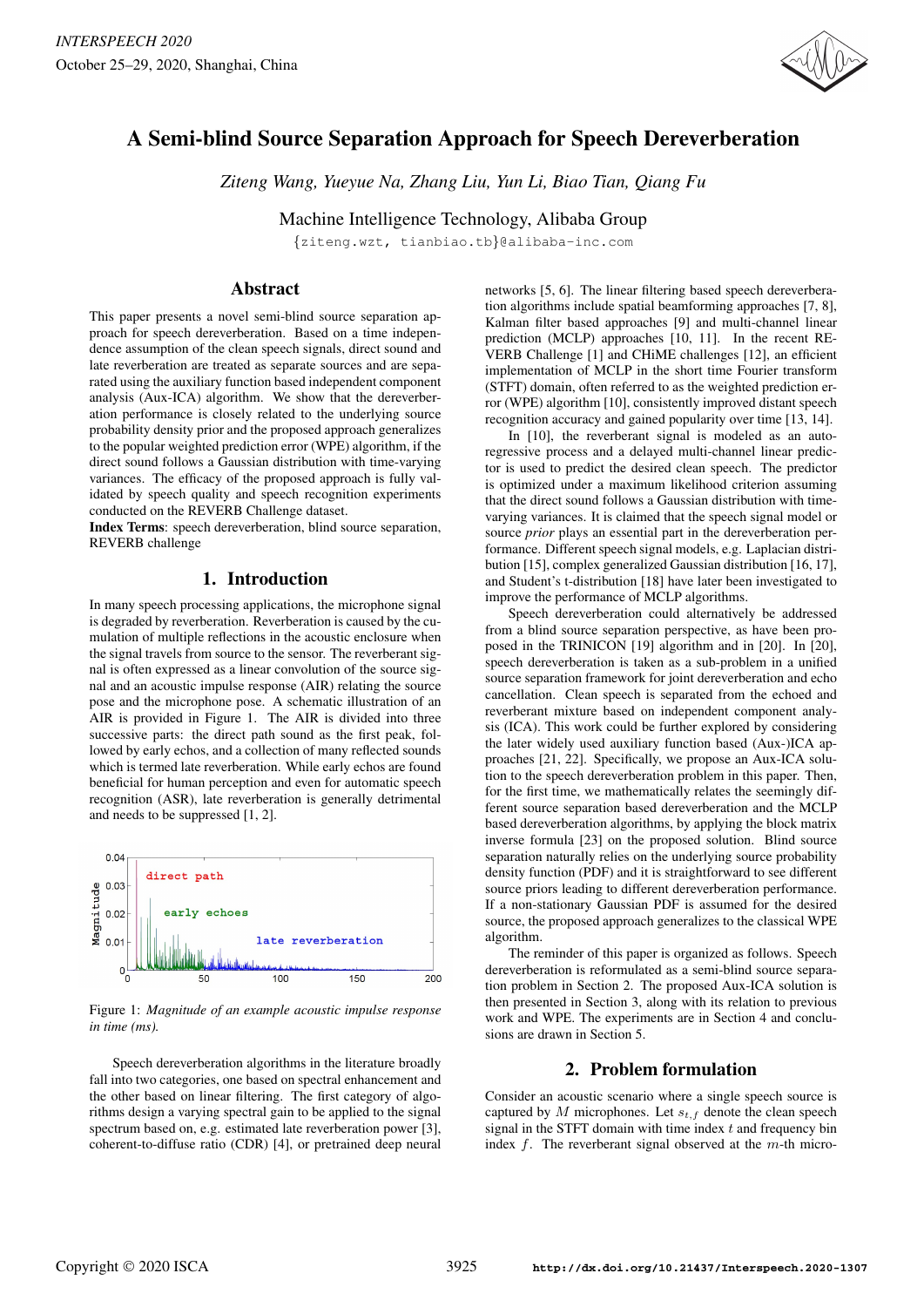# A Semi-blind Source Separation Approach for Speech Dereverberation

*Ziteng Wang, Yueyue Na, Zhang Liu, Yun Li, Biao Tian, Qiang Fu*

Machine Intelligence Technology, Alibaba Group

{ziteng.wzt, tianbiao.tb}@alibaba-inc.com

## Abstract

This paper presents a novel semi-blind source separation approach for speech dereverberation. Based on a time independence assumption of the clean speech signals, direct sound and late reverberation are treated as separate sources and are separated using the auxiliary function based independent component analysis (Aux-ICA) algorithm. We show that the dereverberation performance is closely related to the underlying source probability density prior and the proposed approach generalizes to the popular weighted prediction error (WPE) algorithm, if the direct sound follows a Gaussian distribution with time-varying variances. The efficacy of the proposed approach is fully validated by speech quality and speech recognition experiments conducted on the REVERB Challenge dataset.

**Index Terms**: speech dereverberation, blind source separation, REVERB challenge

## 1. Introduction

In many speech processing applications, the microphone signal is degraded by reverberation. Reverberation is caused by the cumulation of multiple reflections in the acoustic enclosure when the signal travels from source to the sensor. The reverberant signal is often expressed as a linear convolution of the source signal and an acoustic impulse response (AIR) relating the source pose and the microphone pose. A schematic illustration of an AIR is provided in Figure 1. The AIR is divided into three successive parts: the direct path sound as the first peak, followed by early echos, and a collection of many reflected sounds which is termed late reverberation. While early echos are found beneficial for human perception and even for automatic speech recognition (ASR), late reverberation is generally detrimental and needs to be suppressed [1, 2].

Figure 1: *Magnitude of an example acoustic impulse response in time (ms).*

Speech dereverberation algorithms in the literature broadly fall into two categories, one based on spectral enhancement and the other based on linear filtering. The first category of algorithms design a varying spectral gain to be applied to the signal spectrum based on, e.g. estimated late reverberation power [3], coherent-to-diffuse ratio (CDR) [4], or pretrained deep neural networks [5, 6]. The linear filtering based speech dereverberation algorithms include spatial beamforming approaches [7, 8], Kalman filter based approaches [9] and multi-channel linear prediction (MCLP) approaches [10, 11]. In the recent REVERB Challenge [1] and CHiME challenges [12], an efficient implementation of MCLP in the short time Fourier transform (STFT) domain, often referred to as the weighted prediction error (WPE) algorithm [10], consistently improved distant speech recognition accuracy and gained popularity over time [13, 14].

In [10], the reverberant signal is modeled as an autoregressive process and a delayed multi-channel linear predictor is used to predict the desired clean speech. The predictor is optimized under a maximum likelihood criterion assuming that the direct sound follows a Gaussian distribution with time-varying variances. It is claimed that the speech signal model or source *prior* plays an essential part in the dereverberation performance. Different speech signal models, e.g. Laplacian distribution [15], complex generalized Gaussian distribution [16, 17], and Student's t-distribution [18] have later been investigated to improve the performance of MCLP algorithms.

Speech dereverberation could alternatively be addressed from a blind source separation perspective, as have been proposed in the TRINICON [19] algorithm and in [20]. In [20], speech dereverberation is taken as a sub-problem in a unified source separation framework for joint dereverberation and echo cancellation. Clean speech is separated from the echoed and reverberant mixture based on independent component analysis (ICA). This work could be further explored by considering the later widely used auxiliary function based (Aux-)ICA approaches [21, 22]. Specifically, we propose an Aux-ICA solution to the speech dereverberation problem in this paper. Then, for the first time, we mathematically relates the seemingly different source separation based dereverberation and the MCLP based dereverberation algorithms, by applying the block matrix inverse formula [23] on the proposed solution. Blind source separation naturally relies on the underlying source probability density function (PDF) and it is straightforward to see different source priors leading to different dereverberation performance. If a non-stationary Gaussian PDF is assumed for the desired source, the proposed approach generalizes to the classical WPE algorithm.

The reminder of this paper is organized as follows. Speech dereverberation is reformulated as a semi-blind source separation problem in Section 2. The proposed Aux-ICA solution is then presented in Section 3, along with its relation to previous work and WPE. The experiments are in Section 4 and conclusions are drawn in Section 5.

## 2. Problem formulation

Consider an acoustic scenario where a single speech source is captured by $M$ microphones. Let $s_{t,f}$ denote the clean speech signal in the STFT domain with time index $t$ and frequency bin index $f$. The reverberant signal observed at the $m$-th micro-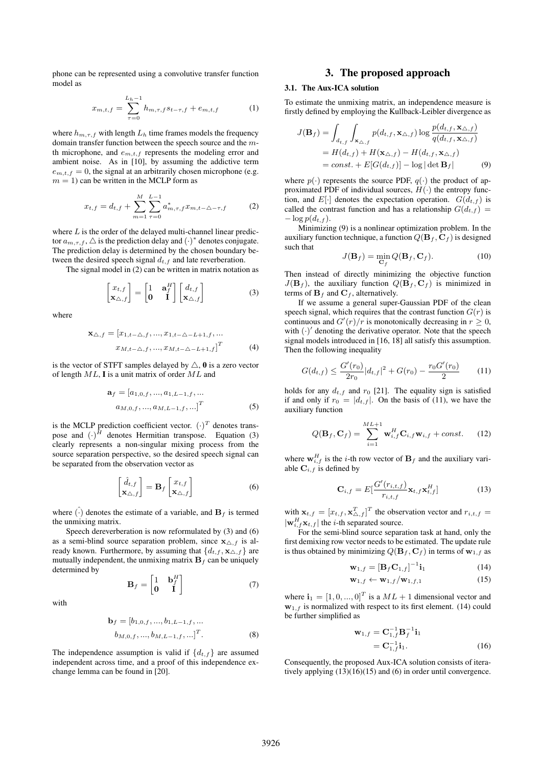phone can be represented using a convolutive transfer function model as

$$x_{m,t,f} = \sum_{\tau=0}^{L_h-1} h_{m,\tau,f} s_{t-\tau,f} + e_{m,t,f} \tag{1}$$

where $h_{m,\tau,f}$ with length $L_h$ time frames models the frequency domain transfer function between the speech source and the $m$-th microphone, and $e_{m,t,f}$ represents the modeling error and ambient noise. As in [10], by assuming the addictive term $e_{m,t,f} = 0$, the signal at an arbitrarily chosen microphone (e.g. $m = 1$) can be written in the MCLP form as

$$x_{t,f} = d_{t,f} + \sum_{m=1}^{M} \sum_{\tau=0}^{L-1} a^*_{m,\tau,f} x_{m,t-\triangle-\tau,f} \tag{2}$$

where $L$ is the order of the delayed multi-channel linear predictor $a_{m,\tau,f}$, $\triangle$ is the prediction delay and $(\cdot)^*$ denotes conjugate. The prediction delay is determined by the chosen boundary between the desired speech signal $d_{t,f}$ and late reverberation.

The signal model in (2) can be written in matrix notation as

$$\begin{bmatrix} x_{t,f} \\ \mathbf{x}_{\triangle,f} \end{bmatrix} = \begin{bmatrix} 1 & \mathbf{a}_f^H \\ \mathbf{0} & \mathbf{I} \end{bmatrix} \begin{bmatrix} d_{t,f} \\ \mathbf{x}_{\triangle,f} \end{bmatrix} \tag{3}$$

where

$$\mathbf{x}_{\triangle,f} = [x_{1,t-\triangle,f}, ..., x_{1,t-\triangle-L+1,f}, ... \\ x_{M,t-\triangle,f}, ..., x_{M,t-\triangle-L+1,f}]^T \tag{4}$$

is the vector of STFT samples delayed by $\triangle$, $\mathbf{0}$ is a zero vector of length $ML$, $\mathbf{I}$ is a unit matrix of order $ML$ and

$$\mathbf{a}_f = [a_{1,0,f}, ..., a_{1,L-1,f}, ... \\ a_{M,0,f}, ..., a_{M,L-1,f}, ...]^T \tag{5}$$

is the MCLP prediction coefficient vector. $(\cdot)^T$ denotes transpose and $(\cdot)^H$ denotes Hermitian transpose. Equation (3) clearly represents a non-singular mixing process from the source separation perspective, so the desired speech signal can be separated from the observation vector as

$$\begin{bmatrix} \hat{d}_{t,f} \\ \mathbf{x}_{\triangle,f} \end{bmatrix} = \mathbf{B}_f \begin{bmatrix} x_{t,f} \\ \mathbf{x}_{\triangle,f} \end{bmatrix} \tag{6}$$

where $\hat{(\cdot)}$ denotes the estimate of a variable, and $\mathbf{B}_f$ is termed the unmixing matrix.

Speech dereverberation is now reformulated by (3) and (6) as a semi-blind source separation problem, since $\mathbf{x}_{\triangle,f}$ is already known. Furthermore, by assuming that $\{d_{t,f}, \mathbf{x}_{\triangle,f}\}$ are mutually independent, the unmixing matrix $\mathbf{B}_f$ can be uniquely determined by

$$\mathbf{B}_f = \begin{bmatrix} 1 & \mathbf{b}_f^H \\ \mathbf{0} & \mathbf{I} \end{bmatrix} \tag{7}$$

with

$$\mathbf{b}_f = [b_{1,0,f}, ..., b_{1,L-1,f}, ... \\ b_{M,0,f}, ..., b_{M,L-1,f}, ...]^T. \tag{8}$$

The independence assumption is valid if $\{d_{t,f}\}$ are assumed independent across time, and a proof of this independence exchange lemma can be found in [20].

# 3. The proposed approach

## 3.1. The Aux-ICA solution

To estimate the unmixing matrix, an independence measure is firstly defined by employing the Kullback-Leibler divergence as

$$\begin{aligned} J(\mathbf{B}_f) &= \int_{d_{t,f}} \int_{\mathbf{x}_{\triangle,f}} p(d_{t,f}, \mathbf{x}_{\triangle,f}) \log \frac{p(d_{t,f}, \mathbf{x}_{\triangle,f})}{q(d_{t,f}, \mathbf{x}_{\triangle,f})} \\ &= H(d_{t,f}) + H(\mathbf{x}_{\triangle,f}) - H(d_{t,f}, \mathbf{x}_{\triangle,f}) \\ &= const. + E[G(d_{t,f})] - \log|\det \mathbf{B}_f| \end{aligned} \tag{9}$$

where $p(\cdot)$ represents the source PDF, $q(\cdot)$ the product of approximated PDF of individual sources, $H(\cdot)$ the entropy function, and $E[\cdot]$ denotes the expectation operation. $G(d_{t,f})$ is called the contrast function and has a relationship $G(d_{t,f}) = -\log p(d_{t,f})$.

Minimizing (9) is a nonlinear optimization problem. In the auxiliary function technique, a function $Q(\mathbf{B}_f, \mathbf{C}_f)$ is designed such that

$$J(\mathbf{B}_f) = \min_{\mathbf{C}_f} Q(\mathbf{B}_f, \mathbf{C}_f). \tag{10}$$

Then instead of directly minimizing the objective function $J(\mathbf{B}_f)$, the auxiliary function $Q(\mathbf{B}_f, \mathbf{C}_f)$ is minimized in terms of $\mathbf{B}_f$ and $\mathbf{C}_f$, alternatively.

If we assume a general super-Gaussian PDF of the clean speech signal, which requires that the contrast function $G(r)$ is continuous and $G'(r)/r$ is monotonically decreasing in $r \geq 0$, with $(\cdot)'$ denoting the derivative operator. Note that the speech signal models introduced in [16, 18] all satisfy this assumption. Then the following inequality

$$G(d_{t,f}) \leq \frac{G'(r_0)}{2r_0}|d_{t,f}|^2 + G(r_0) - \frac{r_0 G'(r_0)}{2} \tag{11}$$

holds for any $d_{t,f}$ and $r_0$ [21]. The equality sign is satisfied if and only if $r_0 = |d_{t,f}|$. On the basis of (11), we have the auxiliary function

$$Q(\mathbf{B}_f, \mathbf{C}_f) = \sum_{i=1}^{ML+1} \mathbf{w}_{i,f}^H \mathbf{C}_{i,f} \mathbf{w}_{i,f} + const. \tag{12}$$

where $\mathbf{w}_{i,f}^H$ is the $i$-th row vector of $\mathbf{B}_f$ and the auxiliary variable $\mathbf{C}_{i,f}$ is defined by

$$\mathbf{C}_{i,f} = E[\frac{G'(r_{i,t,f})}{r_{i,t,f}} \mathbf{x}_{t,f} \mathbf{x}_{t,f}^H] \tag{13}$$

with $\mathbf{x}_{t,f} = [x_{t,f}, \mathbf{x}_{\triangle,f}^T]^T$ the observation vector and $r_{i,t,f} = |\mathbf{w}_{i,f}^H \mathbf{x}_{t,f}|$ the $i$-th separated source.

For the semi-blind source separation task at hand, only the first demixing row vector needs to be estimated. The update rule is thus obtained by minimizing $Q(\mathbf{B}_f, \mathbf{C}_f)$ in terms of $\mathbf{w}_{1,f}$ as

$$\mathbf{w}_{1,f} = [\mathbf{B}_f \mathbf{C}_{1,f}]^{-1} \mathbf{i}_1 \tag{14}$$

$$\mathbf{w}_{1,f} \leftarrow \mathbf{w}_{1,f} / \mathbf{w}_{1,f,1} \tag{15}$$

where $\mathbf{i}_1 = [1, 0, ..., 0]^T$ is a $ML + 1$ dimensional vector and $\mathbf{w}_{1,f}$ is normalized with respect to its first element. (14) could be further simplified as

$$\begin{aligned} \mathbf{w}_{1,f} &= \mathbf{C}_{1,f}^{-1} \mathbf{B}_f^{-1} \mathbf{i}_1 \\ &= \mathbf{C}_{1,f}^{-1} \mathbf{i}_1. \end{aligned} \tag{16}$$

Consequently, the proposed Aux-ICA solution consists of iteratively applying (13)(16)(15) and (6) in order until convergence.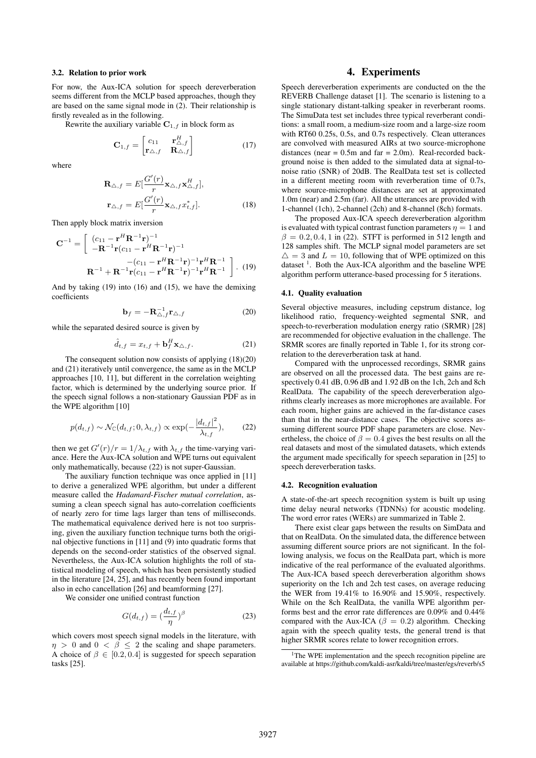### 3.2. Relation to prior work

For now, the Aux-ICA solution for speech dereverberation seems different from the MCLP based approaches, though they are based on the same signal mode in (2). Their relationship is firstly revealed as in the following.

Rewrite the auxiliary variable $\mathbf{C}_{1,f}$ in block form as

$$\mathbf{C}_{1,f} = \begin{bmatrix} c_{11} & \mathbf{r}_{\triangle,f}^H \\ \mathbf{r}_{\triangle,f} & \mathbf{R}_{\triangle,f} \end{bmatrix} \tag{17}$$

where

$$\mathbf{R}_{\triangle,f} = E[\frac{G'(r)}{r}\mathbf{x}_{\triangle,f}\mathbf{x}_{\triangle,f}^H],$$
$$\mathbf{r}_{\triangle,f} = E[\frac{G'(r)}{r}\mathbf{x}_{\triangle,f}x_{t,f}^*]. \tag{18}$$

Then apply block matrix inversion

$$\mathbf{C}^{-1} = \left[\begin{array}{cc} (c_{11} - \mathbf{r}^H\mathbf{R}^{-1}\mathbf{r})^{-1} & -(c_{11} - \mathbf{r}^H\mathbf{R}^{-1}\mathbf{r})^{-1}\mathbf{r}^H\mathbf{R}^{-1} \\ -\mathbf{R}^{-1}\mathbf{r}(c_{11} - \mathbf{r}^H\mathbf{R}^{-1}\mathbf{r})^{-1} & \mathbf{R}^{-1} + \mathbf{R}^{-1}\mathbf{r}(c_{11} - \mathbf{r}^H\mathbf{R}^{-1}\mathbf{r})^{-1}\mathbf{r}^H\mathbf{R}^{-1} \end{array}\right]. \tag{19}$$

And by taking (19) into (16) and (15), we have the demixing coefficients

$$\mathbf{b}_f = -\mathbf{R}_{\triangle,f}^{-1}\mathbf{r}_{\triangle,f} \tag{20}$$

while the separated desired source is given by

$$\hat{d}_{t,f} = x_{t,f} + \mathbf{b}_f^H\mathbf{x}_{\triangle,f}. \tag{21}$$

The consequent solution now consists of applying (18)(20) and (21) iteratively until convergence, the same as in the MCLP approaches [10, 11], but different in the correlation weighting factor, which is determined by the underlying source prior. If the speech signal follows a non-stationary Gaussian PDF as in the WPE algorithm [10]

$$p(d_{t,f}) \sim \mathcal{N}_{\mathbb{C}}(d_{t,f}; 0, \lambda_{t,f}) \propto \exp(-\frac{|d_{t,f}|^2}{\lambda_{t,f}}), \tag{22}$$

then we get $G'(r)/r = 1/\lambda_{t,f}$ with $\lambda_{t,f}$ the time-varying variance. Here the Aux-ICA solution and WPE turns out equivalent only mathematically, because (22) is not super-Gaussian.

The auxiliary function technique was once applied in [11] to derive a generalized WPE algorithm, but under a different measure called the *Hadamard-Fischer mutual correlation*, assuming a clean speech signal has auto-correlation coefficients of nearly zero for time lags larger than tens of milliseconds. The mathematical equivalence derived here is not too surprising, given the auxiliary function technique turns both the original objective functions in [11] and (9) into quadratic forms that depends on the second-order statistics of the observed signal. Nevertheless, the Aux-ICA solution highlights the roll of statistical modeling of speech, which has been persistently studied in the literature [24, 25], and has recently been found important also in echo cancellation [26] and beamforming [27].

We consider one unified contrast function

$$G(d_{t,f}) = (\frac{d_{t,f}}{\eta})^\beta \tag{23}$$

which covers most speech signal models in the literature, with $\eta > 0$ and $0 < \beta \leq 2$ the scaling and shape parameters. A choice of $\beta \in [0.2, 0.4]$ is suggested for speech separation tasks [25].

# 4. Experiments

Speech dereverberation experiments are conducted on the the REVERB Challenge dataset [1]. The scenario is listening to a single stationary distant-talking speaker in reverberant rooms. The SimuData test set includes three typical reverberant conditions: a small room, a medium-size room and a large-size room with RT60 0.25s, 0.5s, and 0.7s respectively. Clean utterances are convolved with measured AIRs at two source-microphone distances (near = 0.5m and far = 2.0m). Real-recorded background noise is then added to the simulated data at signal-to-noise ratio (SNR) of 20dB. The RealData test set is collected in a different meeting room with reverberation time of 0.7s, where source-microphone distances are set at approximated 1.0m (near) and 2.5m (far). All the utterances are provided with 1-channel (1ch), 2-channel (2ch) and 8-channel (8ch) formats.

The proposed Aux-ICA speech dereverberation algorithm is evaluated with typical contrast function parameters $\eta = 1$ and $\beta = 0.2, 0.4, 1$ in (22). STFT is performed in 512 length and 128 samples shift. The MCLP signal model parameters are set $\triangle = 3$ and $L = 10$, following that of WPE optimized on this dataset [1]. Both the Aux-ICA algorithm and the baseline WPE algorithm perform utterance-based processing for 5 iterations.

### 4.1. Quality evaluation

Several objective measures, including cepstrum distance, log likelihood ratio, frequency-weighted segmental SNR, and speech-to-reverberation modulation energy ratio (SRMR) [28] are recommended for objective evaluation in the challenge. The SRMR scores are finally reported in Table 1, for its strong correlation to the dereverberation task at hand.

Compared with the unprocessed recordings, SRMR gains are observed on all the processed data. The best gains are respectively 0.41 dB, 0.96 dB and 1.92 dB on the 1ch, 2ch and 8ch RealData. The capability of the speech dereverberation algorithms clearly increases as more microphones are available. For each room, higher gains are achieved in the far-distance cases than that in the near-distance cases. The objective scores assuming different source PDF shape parameters are close. Nevertheless, the choice of $\beta = 0.4$ gives the best results on all the real datasets and most of the simulated datasets, which extends the argument made specifically for speech separation in [25] to speech dereverberation tasks.

### 4.2. Recognition evaluation

A state-of-the-art speech recognition system is built up using time delay neural networks (TDNNs) for acoustic modeling. The word error rates (WERs) are summarized in Table 2.

There exist clear gaps between the results on SimData and that on RealData. On the simulated data, the difference between assuming different source priors are not significant. In the following analysis, we focus on the RealData part, which is more indicative of the real performance of the evaluated algorithms. The Aux-ICA based speech dereverberation algorithm shows superiority on the 1ch and 2ch test cases, on average reducing the WER from 19.41% to 16.90% and 15.90%, respectively. While on the 8ch RealData, the vanilla WPE algorithm performs best and the error rate differences are 0.09% and 0.44% compared with the Aux-ICA ($\beta = 0.2$) algorithm. Checking again with the speech quality tests, the general trend is that higher SRMR scores relate to lower recognition errors.

[1] The WPE implementation and the speech recognition pipeline are available at https://github.com/kaldi-asr/kaldi/tree/master/egs/reverb/s5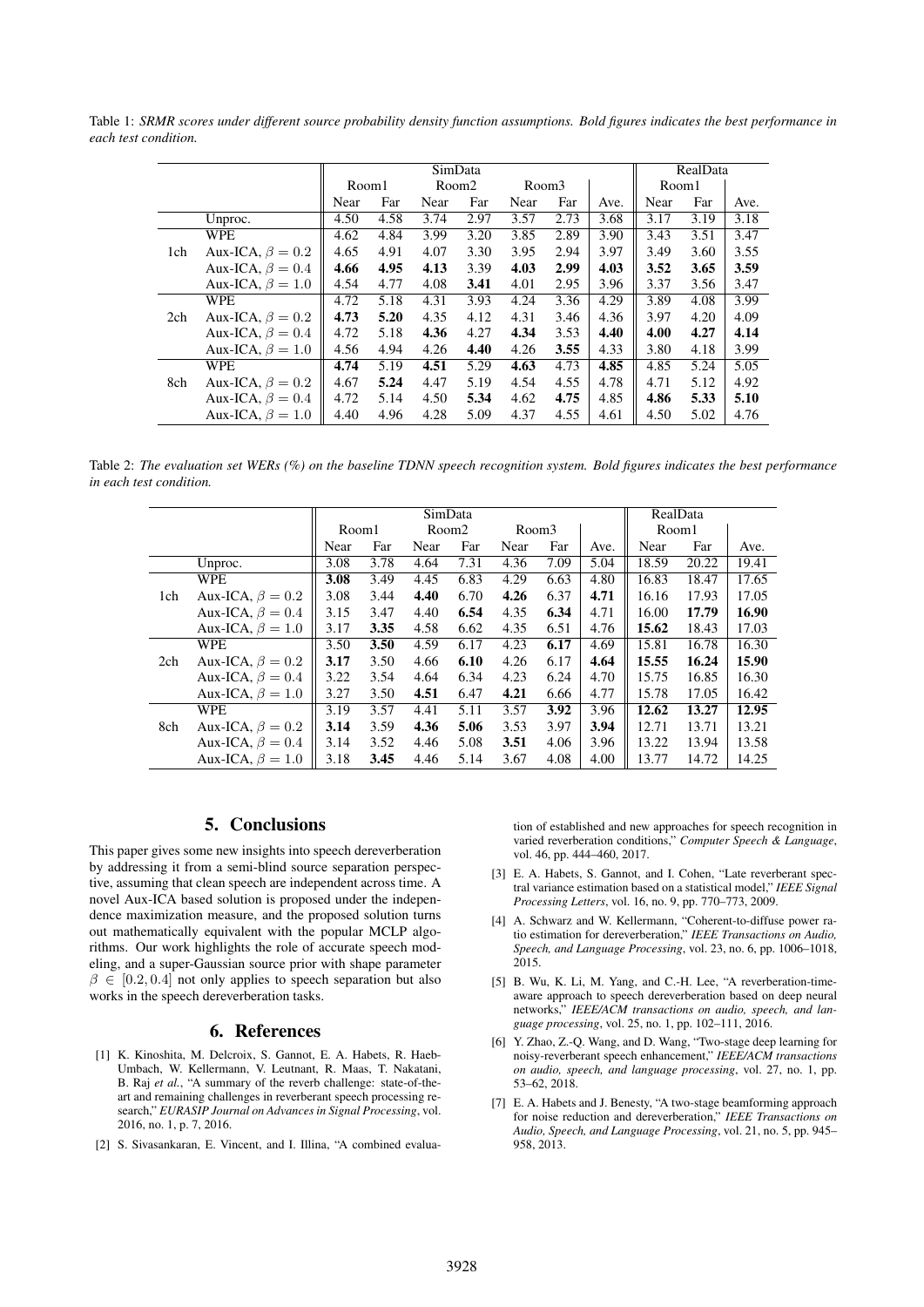Table 1: *SRMR scores under different source probability density function assumptions. Bold figures indicates the best performance in each test condition.*

| | | SimData | | | | | | | RealData | | |
|---|---|---|---|---|---|---|---|---|---|---|---|
| | | Room1 | | Room2 | | Room3 | | | Room1 | | |
| | | Near | Far | Near | Far | Near | Far | Ave. | Near | Far | Ave. |
| | Unproc. | 4.50 | 4.58 | 3.74 | 2.97 | 3.57 | 2.73 | 3.68 | 3.17 | 3.19 | 3.18 |
| 1ch | WPE | 4.62 | 4.84 | 3.99 | 3.20 | 3.85 | 2.89 | 3.90 | 3.43 | 3.51 | 3.47 |
| | Aux-ICA, $\beta = 0.2$ | 4.65 | 4.91 | 4.07 | 3.30 | 3.95 | 2.94 | 3.97 | 3.49 | 3.60 | 3.55 |
| | Aux-ICA, $\beta = 0.4$ | **4.66** | **4.95** | **4.13** | 3.39 | **4.03** | **2.99** | **4.03** | **3.52** | **3.65** | **3.59** |
| | Aux-ICA, $\beta = 1.0$ | 4.54 | 4.77 | 4.08 | **3.41** | 4.01 | 2.95 | 3.96 | 3.37 | 3.56 | 3.47 |
| 2ch | WPE | 4.72 | 5.18 | 4.31 | 3.93 | 4.24 | 3.36 | 4.29 | 3.89 | 4.08 | 3.99 |
| | Aux-ICA, $\beta = 0.2$ | **4.73** | **5.20** | 4.35 | 4.12 | 4.31 | 3.46 | 4.36 | 3.97 | 4.20 | 4.09 |
| | Aux-ICA, $\beta = 0.4$ | 4.72 | 5.18 | **4.36** | 4.27 | **4.34** | 3.53 | **4.40** | **4.00** | **4.27** | **4.14** |
| | Aux-ICA, $\beta = 1.0$ | 4.56 | 4.94 | 4.26 | **4.40** | 4.26 | **3.55** | 4.33 | 3.80 | 4.18 | 3.99 |
| 8ch | WPE | **4.74** | 5.19 | **4.51** | 5.29 | **4.63** | 4.73 | **4.85** | 4.85 | 5.24 | 5.05 |
| | Aux-ICA, $\beta = 0.2$ | 4.67 | **5.24** | 4.47 | 5.19 | 4.54 | 4.55 | 4.78 | 4.71 | 5.12 | 4.92 |
| | Aux-ICA, $\beta = 0.4$ | 4.72 | 5.14 | 4.50 | **5.34** | 4.62 | **4.75** | 4.85 | **4.86** | **5.33** | **5.10** |
| | Aux-ICA, $\beta = 1.0$ | 4.40 | 4.96 | 4.28 | 5.09 | 4.37 | 4.55 | 4.61 | 4.50 | 5.02 | 4.76 |

Table 2: *The evaluation set WERs (%) on the baseline TDNN speech recognition system. Bold figures indicates the best performance in each test condition.*

| | | SimData | | | | | | | RealData | | |
|---|---|---|---|---|---|---|---|---|---|---|---|
| | | Room1 | | Room2 | | Room3 | | | Room1 | | |
| | | Near | Far | Near | Far | Near | Far | Ave. | Near | Far | Ave. |
| | Unproc. | 3.08 | 3.78 | 4.64 | 7.31 | 4.36 | 7.09 | 5.04 | 18.59 | 20.22 | 19.41 |
| 1ch | WPE | **3.08** | 3.49 | 4.45 | 6.83 | 4.29 | 6.63 | 4.80 | 16.83 | 18.47 | 17.65 |
| | Aux-ICA, $\beta = 0.2$ | 3.08 | 3.44 | **4.40** | 6.70 | **4.26** | 6.37 | **4.71** | 16.16 | 17.93 | 17.05 |
| | Aux-ICA, $\beta = 0.4$ | 3.15 | 3.47 | 4.40 | **6.54** | 4.35 | **6.34** | 4.71 | 16.00 | **17.79** | **16.90** |
| | Aux-ICA, $\beta = 1.0$ | 3.17 | **3.35** | 4.58 | 6.62 | 4.35 | 6.51 | 4.76 | **15.62** | 18.43 | 17.03 |
| 2ch | WPE | 3.50 | **3.50** | 4.59 | 6.17 | 4.23 | **6.17** | 4.69 | 15.81 | 16.78 | 16.30 |
| | Aux-ICA, $\beta = 0.2$ | **3.17** | 3.50 | 4.66 | **6.10** | 4.26 | 6.17 | **4.64** | **15.55** | **16.24** | **15.90** |
| | Aux-ICA, $\beta = 0.4$ | 3.22 | 3.54 | 4.64 | 6.34 | 4.23 | 6.24 | 4.70 | 15.75 | 16.85 | 16.30 |
| | Aux-ICA, $\beta = 1.0$ | 3.27 | 3.50 | **4.51** | 6.47 | **4.21** | 6.66 | 4.77 | 15.78 | 17.05 | 16.42 |
| 8ch | WPE | 3.19 | 3.57 | 4.41 | 5.11 | 3.57 | **3.92** | 3.96 | **12.62** | **13.27** | **12.95** |
| | Aux-ICA, $\beta = 0.2$ | **3.14** | 3.59 | **4.36** | **5.06** | 3.53 | 3.97 | **3.94** | 12.71 | 13.71 | 13.21 |
| | Aux-ICA, $\beta = 0.4$ | 3.14 | 3.52 | 4.46 | 5.08 | **3.51** | 4.06 | 3.96 | 13.22 | 13.94 | 13.58 |
| | Aux-ICA, $\beta = 1.0$ | 3.18 | **3.45** | 4.46 | 5.14 | 3.67 | 4.08 | 4.00 | 13.77 | 14.72 | 14.25 |

## 5. Conclusions

This paper gives some new insights into speech dereverberation by addressing it from a semi-blind source separation perspective, assuming that clean speech are independent across time. A novel Aux-ICA based solution is proposed under the independence maximization measure, and the proposed solution turns out mathematically equivalent with the popular MCLP algorithms. Our work highlights the role of accurate speech modeling, and a super-Gaussian source prior with shape parameter $\beta \in [0.2, 0.4]$ not only applies to speech separation but also works in the speech dereverberation tasks.

## 6. References

[1] K. Kinoshita, M. Delcroix, S. Gannot, E. A. Habets, R. Haeb-Umbach, W. Kellermann, V. Leutnant, R. Maas, T. Nakatani, B. Raj *et al.*, "A summary of the reverb challenge: state-of-the-art and remaining challenges in reverberant speech processing research," *EURASIP Journal on Advances in Signal Processing*, vol. 2016, no. 1, p. 7, 2016.

[2] S. Sivasankaran, E. Vincent, and I. Illina, "A combined evaluation of established and new approaches for speech recognition in varied reverberation conditions," *Computer Speech & Language*, vol. 46, pp. 444–460, 2017.

[3] E. A. Habets, S. Gannot, and I. Cohen, "Late reverberant spectral variance estimation based on a statistical model," *IEEE Signal Processing Letters*, vol. 16, no. 9, pp. 770–773, 2009.

[4] A. Schwarz and W. Kellermann, "Coherent-to-diffuse power ratio estimation for dereverberation," *IEEE Transactions on Audio, Speech, and Language Processing*, vol. 23, no. 6, pp. 1006–1018, 2015.

[5] B. Wu, K. Li, M. Yang, and C.-H. Lee, "A reverberation-time-aware approach to speech dereverberation based on deep neural networks," *IEEE/ACM transactions on audio, speech, and language processing*, vol. 25, no. 1, pp. 102–111, 2016.

[6] Y. Zhao, Z.-Q. Wang, and D. Wang, "Two-stage deep learning for noisy-reverberant speech enhancement," *IEEE/ACM transactions on audio, speech, and language processing*, vol. 27, no. 1, pp. 53–62, 2018.

[7] E. A. Habets and J. Benesty, "A two-stage beamforming approach for noise reduction and dereverberation," *IEEE Transactions on Audio, Speech, and Language Processing*, vol. 21, no. 5, pp. 945–958, 2013.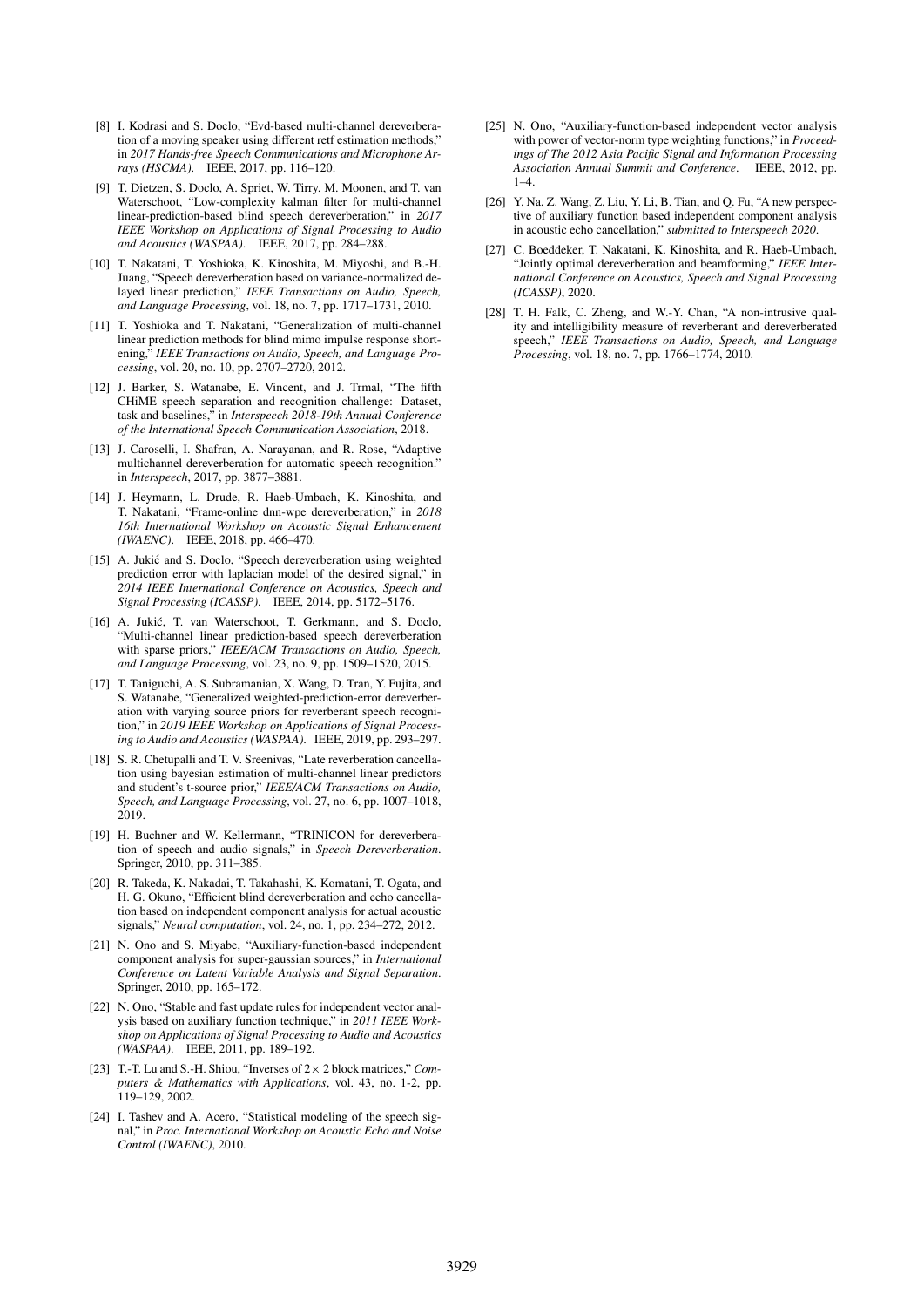[8] I. Kodrasi and S. Doclo, "Evd-based multi-channel dereverberation of a moving speaker using different retf estimation methods," in *2017 Hands-free Speech Communications and Microphone Arrays (HSCMA)*. IEEE, 2017, pp. 116–120.

[9] T. Dietzen, S. Doclo, A. Spriet, W. Tirry, M. Moonen, and T. van Waterschoot, "Low-complexity kalman filter for multi-channel linear-prediction-based blind speech dereverberation," in *2017 IEEE Workshop on Applications of Signal Processing to Audio and Acoustics (WASPAA)*. IEEE, 2017, pp. 284–288.

[10] T. Nakatani, T. Yoshioka, K. Kinoshita, M. Miyoshi, and B.-H. Juang, "Speech dereverberation based on variance-normalized delayed linear prediction," *IEEE Transactions on Audio, Speech, and Language Processing*, vol. 18, no. 7, pp. 1717–1731, 2010.

[11] T. Yoshioka and T. Nakatani, "Generalization of multi-channel linear prediction methods for blind mimo impulse response shortening," *IEEE Transactions on Audio, Speech, and Language Processing*, vol. 20, no. 10, pp. 2707–2720, 2012.

[12] J. Barker, S. Watanabe, E. Vincent, and J. Trmal, "The fifth CHiME speech separation and recognition challenge: Dataset, task and baselines," in *Interspeech 2018-19th Annual Conference of the International Speech Communication Association*, 2018.

[13] J. Caroselli, I. Shafran, A. Narayanan, and R. Rose, "Adaptive multichannel dereverberation for automatic speech recognition." in *Interspeech*, 2017, pp. 3877–3881.

[14] J. Heymann, L. Drude, R. Haeb-Umbach, K. Kinoshita, and T. Nakatani, "Frame-online dnn-wpe dereverberation," in *2018 16th International Workshop on Acoustic Signal Enhancement (IWAENC)*. IEEE, 2018, pp. 466–470.

[15] A. Jukić and S. Doclo, "Speech dereverberation using weighted prediction error with laplacian model of the desired signal," in *2014 IEEE International Conference on Acoustics, Speech and Signal Processing (ICASSP)*. IEEE, 2014, pp. 5172–5176.

[16] A. Jukić, T. van Waterschoot, T. Gerkmann, and S. Doclo, "Multi-channel linear prediction-based speech dereverberation with sparse priors," *IEEE/ACM Transactions on Audio, Speech, and Language Processing*, vol. 23, no. 9, pp. 1509–1520, 2015.

[17] T. Taniguchi, A. S. Subramanian, X. Wang, D. Tran, Y. Fujita, and S. Watanabe, "Generalized weighted-prediction-error dereverberation with varying source priors for reverberant speech recognition," in *2019 IEEE Workshop on Applications of Signal Processing to Audio and Acoustics (WASPAA)*. IEEE, 2019, pp. 293–297.

[18] S. R. Chetupalli and T. V. Sreenivas, "Late reverberation cancellation using bayesian estimation of multi-channel linear predictors and student's t-source prior," *IEEE/ACM Transactions on Audio, Speech, and Language Processing*, vol. 27, no. 6, pp. 1007–1018, 2019.

[19] H. Buchner and W. Kellermann, "TRINICON for dereverberation of speech and audio signals," in *Speech Dereverberation*. Springer, 2010, pp. 311–385.

[20] R. Takeda, K. Nakadai, T. Takahashi, K. Komatani, T. Ogata, and H. G. Okuno, "Efficient blind dereverberation and echo cancellation based on independent component analysis for actual acoustic signals," *Neural computation*, vol. 24, no. 1, pp. 234–272, 2012.

[21] N. Ono and S. Miyabe, "Auxiliary-function-based independent component analysis for super-gaussian sources," in *International Conference on Latent Variable Analysis and Signal Separation*. Springer, 2010, pp. 165–172.

[22] N. Ono, "Stable and fast update rules for independent vector analysis based on auxiliary function technique," in *2011 IEEE Workshop on Applications of Signal Processing to Audio and Acoustics (WASPAA)*. IEEE, 2011, pp. 189–192.

[23] T.-T. Lu and S.-H. Shiou, "Inverses of $2\times 2$ block matrices," *Computers & Mathematics with Applications*, vol. 43, no. 1-2, pp. 119–129, 2002.

[24] I. Tashev and A. Acero, "Statistical modeling of the speech signal," in *Proc. International Workshop on Acoustic Echo and Noise Control (IWAENC)*, 2010.

[25] N. Ono, "Auxiliary-function-based independent vector analysis with power of vector-norm type weighting functions," in *Proceedings of The 2012 Asia Pacific Signal and Information Processing Association Annual Summit and Conference*. IEEE, 2012, pp. 1–4.

[26] Y. Na, Z. Wang, Z. Liu, Y. Li, B. Tian, and Q. Fu, "A new perspective of auxiliary function based independent component analysis in acoustic echo cancellation," *submitted to Interspeech 2020*.

[27] C. Boeddeker, T. Nakatani, K. Kinoshita, and R. Haeb-Umbach, "Jointly optimal dereverberation and beamforming," *IEEE International Conference on Acoustics, Speech and Signal Processing (ICASSP)*, 2020.

[28] T. H. Falk, C. Zheng, and W.-Y. Chan, "A non-intrusive quality and intelligibility measure of reverberant and dereverberated speech," *IEEE Transactions on Audio, Speech, and Language Processing*, vol. 18, no. 7, pp. 1766–1774, 2010.